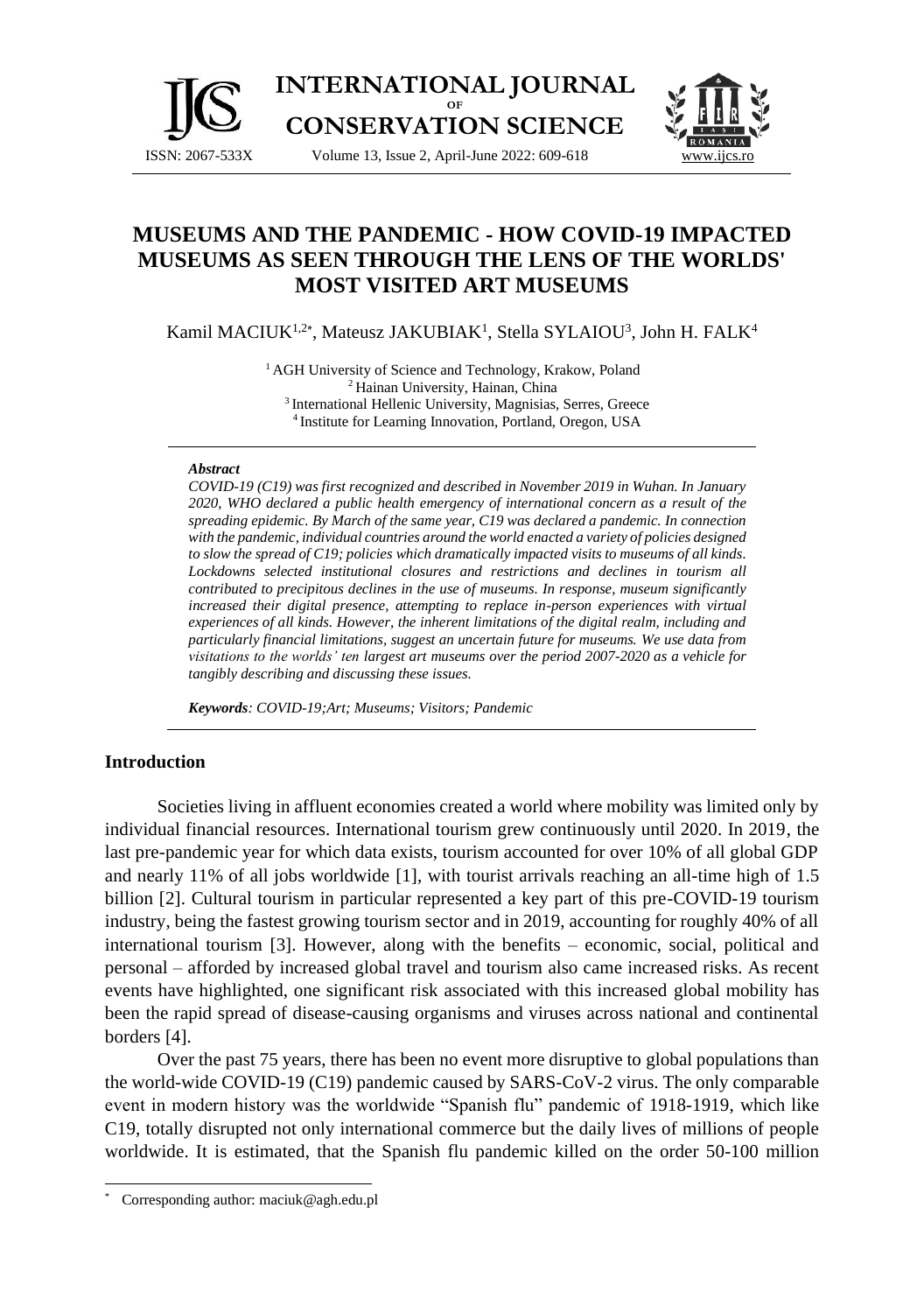# MUSEUMS AND THE PANDEMIC - HOW COVID-19 IMPACTED MUSEUMS AS SEEN THROUGH THE LENS OF THE WORLDS' MOST VISITED ART MUSEUMS

Kamil MACIUK[1,2*], Mateusz JAKUBIAK[1], Stella SYLAIOU[3], John H. FALK[4]

[1] AGH University of Science and Technology, Krakow, Poland
[2] Hainan University, Hainan, China
[3] International Hellenic University, Magnisias, Serres, Greece
[4] Institute for Learning Innovation, Portland, Oregon, USA

***Abstract***

*COVID-19 (C19) was first recognized and described in November 2019 in Wuhan. In January 2020, WHO declared a public health emergency of international concern as a result of the spreading epidemic. By March of the same year, C19 was declared a pandemic. In connection with the pandemic, individual countries around the world enacted a variety of policies designed to slow the spread of C19; policies which dramatically impacted visits to museums of all kinds. Lockdowns selected institutional closures and restrictions and declines in tourism all contributed to precipitous declines in the use of museums. In response, museum significantly increased their digital presence, attempting to replace in-person experiences with virtual experiences of all kinds. However, the inherent limitations of the digital realm, including and particularly financial limitations, suggest an uncertain future for museums. We use data from visitations to the worlds' ten largest art museums over the period 2007-2020 as a vehicle for tangibly describing and discussing these issues.*

***Keywords**: COVID-19;Art; Museums; Visitors; Pandemic*

## Introduction

Societies living in affluent economies created a world where mobility was limited only by individual financial resources. International tourism grew continuously until 2020. In 2019, the last pre-pandemic year for which data exists, tourism accounted for over 10% of all global GDP and nearly 11% of all jobs worldwide [1], with tourist arrivals reaching an all-time high of 1.5 billion [2]. Cultural tourism in particular represented a key part of this pre-COVID-19 tourism industry, being the fastest growing tourism sector and in 2019, accounting for roughly 40% of all international tourism [3]. However, along with the benefits – economic, social, political and personal – afforded by increased global travel and tourism also came increased risks. As recent events have highlighted, one significant risk associated with this increased global mobility has been the rapid spread of disease-causing organisms and viruses across national and continental borders [4].

Over the past 75 years, there has been no event more disruptive to global populations than the world-wide COVID-19 (C19) pandemic caused by SARS-CoV-2 virus. The only comparable event in modern history was the worldwide "Spanish flu" pandemic of 1918-1919, which like C19, totally disrupted not only international commerce but the daily lives of millions of people worldwide. It is estimated, that the Spanish flu pandemic killed on the order 50-100 million

---

* Corresponding author: maciuk@agh.edu.pl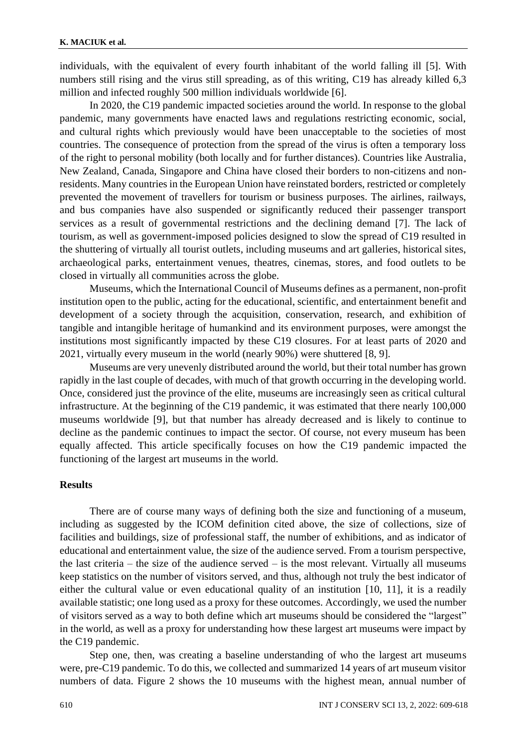individuals, with the equivalent of every fourth inhabitant of the world falling ill [5]. With numbers still rising and the virus still spreading, as of this writing, C19 has already killed 6,3 million and infected roughly 500 million individuals worldwide [6].

In 2020, the C19 pandemic impacted societies around the world. In response to the global pandemic, many governments have enacted laws and regulations restricting economic, social, and cultural rights which previously would have been unacceptable to the societies of most countries. The consequence of protection from the spread of the virus is often a temporary loss of the right to personal mobility (both locally and for further distances). Countries like Australia, New Zealand, Canada, Singapore and China have closed their borders to non-citizens and non-residents. Many countries in the European Union have reinstated borders, restricted or completely prevented the movement of travellers for tourism or business purposes. The airlines, railways, and bus companies have also suspended or significantly reduced their passenger transport services as a result of governmental restrictions and the declining demand [7]. The lack of tourism, as well as government-imposed policies designed to slow the spread of C19 resulted in the shuttering of virtually all tourist outlets, including museums and art galleries, historical sites, archaeological parks, entertainment venues, theatres, cinemas, stores, and food outlets to be closed in virtually all communities across the globe.

Museums, which the International Council of Museums defines as a permanent, non-profit institution open to the public, acting for the educational, scientific, and entertainment benefit and development of a society through the acquisition, conservation, research, and exhibition of tangible and intangible heritage of humankind and its environment purposes, were amongst the institutions most significantly impacted by these C19 closures. For at least parts of 2020 and 2021, virtually every museum in the world (nearly 90%) were shuttered [8, 9].

Museums are very unevenly distributed around the world, but their total number has grown rapidly in the last couple of decades, with much of that growth occurring in the developing world. Once, considered just the province of the elite, museums are increasingly seen as critical cultural infrastructure. At the beginning of the C19 pandemic, it was estimated that there nearly 100,000 museums worldwide [9], but that number has already decreased and is likely to continue to decline as the pandemic continues to impact the sector. Of course, not every museum has been equally affected. This article specifically focuses on how the C19 pandemic impacted the functioning of the largest art museums in the world.

## Results

There are of course many ways of defining both the size and functioning of a museum, including as suggested by the ICOM definition cited above, the size of collections, size of facilities and buildings, size of professional staff, the number of exhibitions, and as indicator of educational and entertainment value, the size of the audience served. From a tourism perspective, the last criteria – the size of the audience served – is the most relevant. Virtually all museums keep statistics on the number of visitors served, and thus, although not truly the best indicator of either the cultural value or even educational quality of an institution [10, 11], it is a readily available statistic; one long used as a proxy for these outcomes. Accordingly, we used the number of visitors served as a way to both define which art museums should be considered the "largest" in the world, as well as a proxy for understanding how these largest art museums were impact by the C19 pandemic.

Step one, then, was creating a baseline understanding of who the largest art museums were, pre-C19 pandemic. To do this, we collected and summarized 14 years of art museum visitor numbers of data. Figure 2 shows the 10 museums with the highest mean, annual number of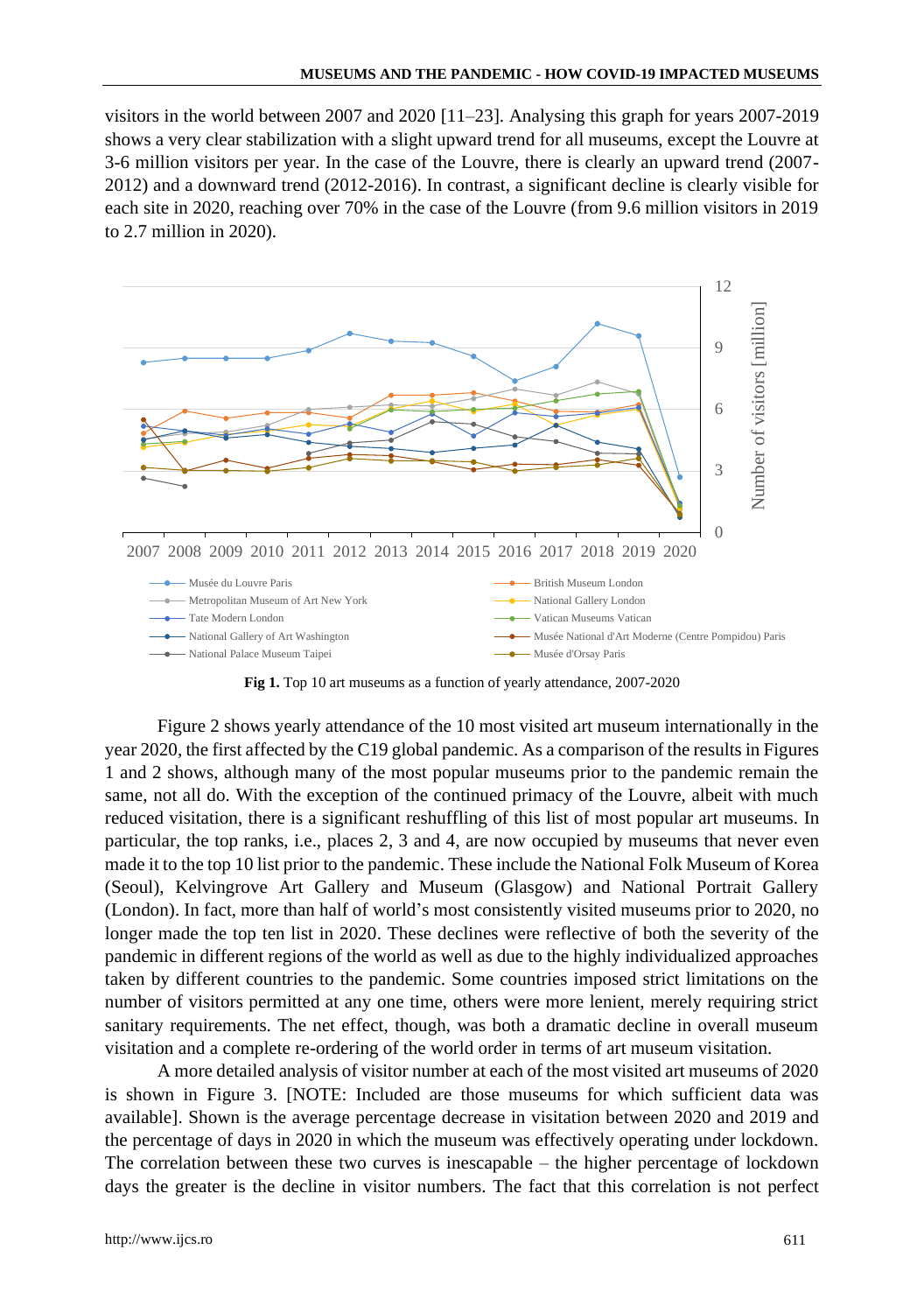visitors in the world between 2007 and 2020 [11–23]. Analysing this graph for years 2007-2019 shows a very clear stabilization with a slight upward trend for all museums, except the Louvre at 3-6 million visitors per year. In the case of the Louvre, there is clearly an upward trend (2007-2012) and a downward trend (2012-2016). In contrast, a significant decline is clearly visible for each site in 2020, reaching over 70% in the case of the Louvre (from 9.6 million visitors in 2019 to 2.7 million in 2020).

**Fig 1.** Top 10 art museums as a function of yearly attendance, 2007-2020

Figure 2 shows yearly attendance of the 10 most visited art museum internationally in the year 2020, the first affected by the C19 global pandemic. As a comparison of the results in Figures 1 and 2 shows, although many of the most popular museums prior to the pandemic remain the same, not all do. With the exception of the continued primacy of the Louvre, albeit with much reduced visitation, there is a significant reshuffling of this list of most popular art museums. In particular, the top ranks, i.e., places 2, 3 and 4, are now occupied by museums that never even made it to the top 10 list prior to the pandemic. These include the National Folk Museum of Korea (Seoul), Kelvingrove Art Gallery and Museum (Glasgow) and National Portrait Gallery (London). In fact, more than half of world's most consistently visited museums prior to 2020, no longer made the top ten list in 2020. These declines were reflective of both the severity of the pandemic in different regions of the world as well as due to the highly individualized approaches taken by different countries to the pandemic. Some countries imposed strict limitations on the number of visitors permitted at any one time, others were more lenient, merely requiring strict sanitary requirements. The net effect, though, was both a dramatic decline in overall museum visitation and a complete re-ordering of the world order in terms of art museum visitation.

A more detailed analysis of visitor number at each of the most visited art museums of 2020 is shown in Figure 3. [NOTE: Included are those museums for which sufficient data was available]. Shown is the average percentage decrease in visitation between 2020 and 2019 and the percentage of days in 2020 in which the museum was effectively operating under lockdown. The correlation between these two curves is inescapable – the higher percentage of lockdown days the greater is the decline in visitor numbers. The fact that this correlation is not perfect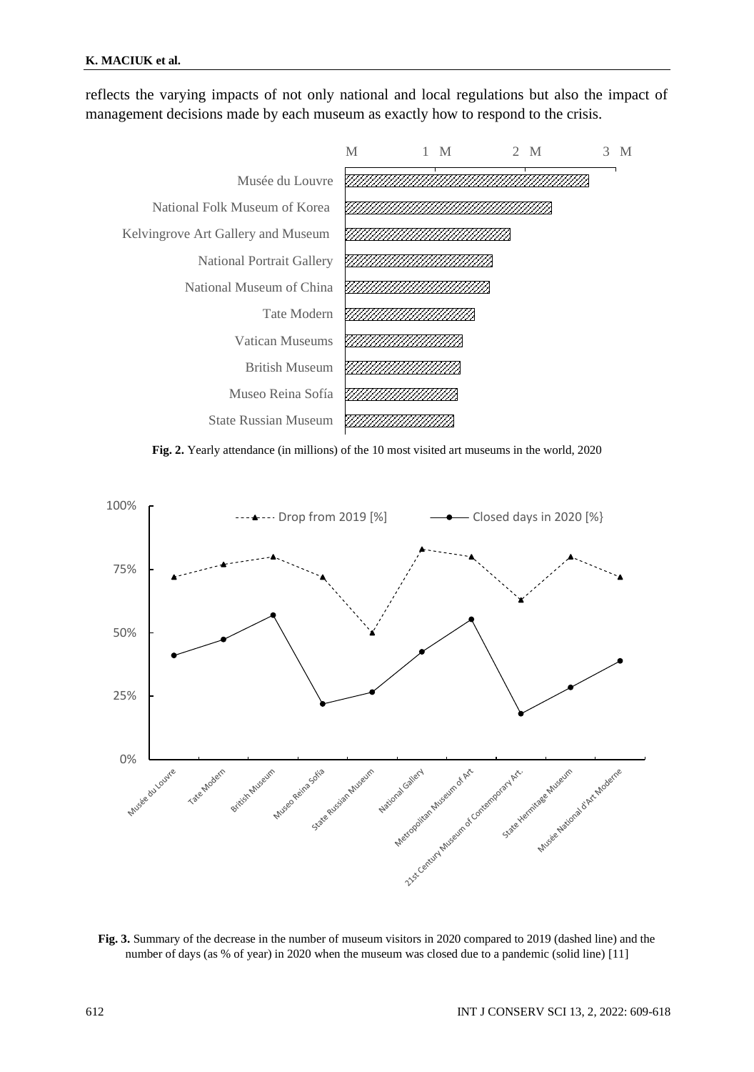reflects the varying impacts of not only national and local regulations but also the impact of management decisions made by each museum as exactly how to respond to the crisis.

**Fig. 2.** Yearly attendance (in millions) of the 10 most visited art museums in the world, 2020

**Fig. 3.** Summary of the decrease in the number of museum visitors in 2020 compared to 2019 (dashed line) and the number of days (as % of year) in 2020 when the museum was closed due to a pandemic (solid line) [11]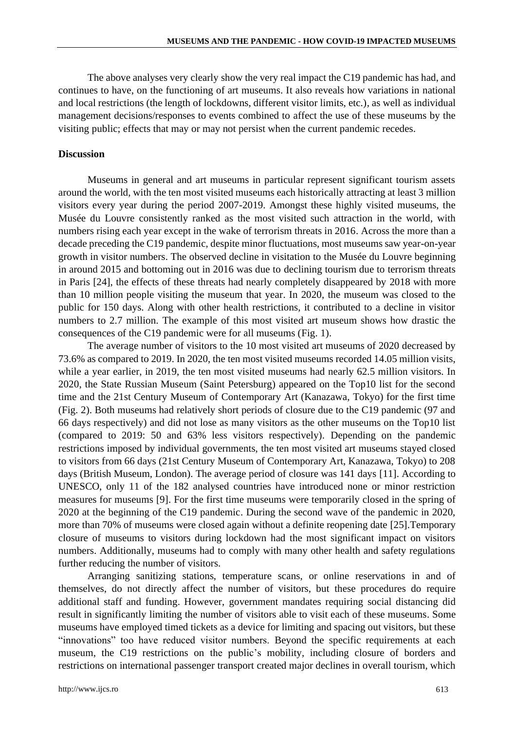The above analyses very clearly show the very real impact the C19 pandemic has had, and continues to have, on the functioning of art museums. It also reveals how variations in national and local restrictions (the length of lockdowns, different visitor limits, etc.), as well as individual management decisions/responses to events combined to affect the use of these museums by the visiting public; effects that may or may not persist when the current pandemic recedes.

## Discussion

Museums in general and art museums in particular represent significant tourism assets around the world, with the ten most visited museums each historically attracting at least 3 million visitors every year during the period 2007-2019. Amongst these highly visited museums, the Musée du Louvre consistently ranked as the most visited such attraction in the world, with numbers rising each year except in the wake of terrorism threats in 2016. Across the more than a decade preceding the C19 pandemic, despite minor fluctuations, most museums saw year-on-year growth in visitor numbers. The observed decline in visitation to the Musée du Louvre beginning in around 2015 and bottoming out in 2016 was due to declining tourism due to terrorism threats in Paris [24], the effects of these threats had nearly completely disappeared by 2018 with more than 10 million people visiting the museum that year. In 2020, the museum was closed to the public for 150 days. Along with other health restrictions, it contributed to a decline in visitor numbers to 2.7 million. The example of this most visited art museum shows how drastic the consequences of the C19 pandemic were for all museums (Fig. 1).

The average number of visitors to the 10 most visited art museums of 2020 decreased by 73.6% as compared to 2019. In 2020, the ten most visited museums recorded 14.05 million visits, while a year earlier, in 2019, the ten most visited museums had nearly 62.5 million visitors. In 2020, the State Russian Museum (Saint Petersburg) appeared on the Top10 list for the second time and the 21st Century Museum of Contemporary Art (Kanazawa, Tokyo) for the first time (Fig. 2). Both museums had relatively short periods of closure due to the C19 pandemic (97 and 66 days respectively) and did not lose as many visitors as the other museums on the Top10 list (compared to 2019: 50 and 63% less visitors respectively). Depending on the pandemic restrictions imposed by individual governments, the ten most visited art museums stayed closed to visitors from 66 days (21st Century Museum of Contemporary Art, Kanazawa, Tokyo) to 208 days (British Museum, London). The average period of closure was 141 days [11]. According to UNESCO, only 11 of the 182 analysed countries have introduced none or minor restriction measures for museums [9]. For the first time museums were temporarily closed in the spring of 2020 at the beginning of the C19 pandemic. During the second wave of the pandemic in 2020, more than 70% of museums were closed again without a definite reopening date [25].Temporary closure of museums to visitors during lockdown had the most significant impact on visitors numbers. Additionally, museums had to comply with many other health and safety regulations further reducing the number of visitors.

Arranging sanitizing stations, temperature scans, or online reservations in and of themselves, do not directly affect the number of visitors, but these procedures do require additional staff and funding. However, government mandates requiring social distancing did result in significantly limiting the number of visitors able to visit each of these museums. Some museums have employed timed tickets as a device for limiting and spacing out visitors, but these "innovations" too have reduced visitor numbers. Beyond the specific requirements at each museum, the C19 restrictions on the public's mobility, including closure of borders and restrictions on international passenger transport created major declines in overall tourism, which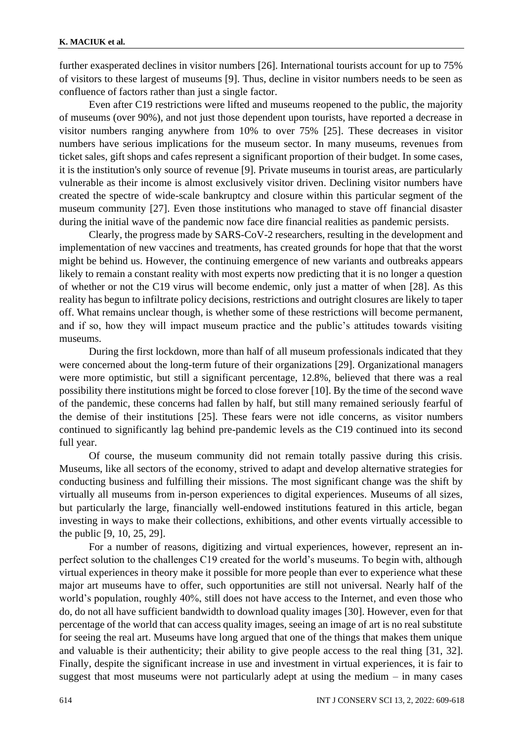further exasperated declines in visitor numbers [26]. International tourists account for up to 75% of visitors to these largest of museums [9]. Thus, decline in visitor numbers needs to be seen as confluence of factors rather than just a single factor.

Even after C19 restrictions were lifted and museums reopened to the public, the majority of museums (over 90%), and not just those dependent upon tourists, have reported a decrease in visitor numbers ranging anywhere from 10% to over 75% [25]. These decreases in visitor numbers have serious implications for the museum sector. In many museums, revenues from ticket sales, gift shops and cafes represent a significant proportion of their budget. In some cases, it is the institution's only source of revenue [9]. Private museums in tourist areas, are particularly vulnerable as their income is almost exclusively visitor driven. Declining visitor numbers have created the spectre of wide-scale bankruptcy and closure within this particular segment of the museum community [27]. Even those institutions who managed to stave off financial disaster during the initial wave of the pandemic now face dire financial realities as pandemic persists.

Clearly, the progress made by SARS-CoV-2 researchers, resulting in the development and implementation of new vaccines and treatments, has created grounds for hope that that the worst might be behind us. However, the continuing emergence of new variants and outbreaks appears likely to remain a constant reality with most experts now predicting that it is no longer a question of whether or not the C19 virus will become endemic, only just a matter of when [28]. As this reality has begun to infiltrate policy decisions, restrictions and outright closures are likely to taper off. What remains unclear though, is whether some of these restrictions will become permanent, and if so, how they will impact museum practice and the public's attitudes towards visiting museums.

During the first lockdown, more than half of all museum professionals indicated that they were concerned about the long-term future of their organizations [29]. Organizational managers were more optimistic, but still a significant percentage, 12.8%, believed that there was a real possibility there institutions might be forced to close forever [10]. By the time of the second wave of the pandemic, these concerns had fallen by half, but still many remained seriously fearful of the demise of their institutions [25]. These fears were not idle concerns, as visitor numbers continued to significantly lag behind pre-pandemic levels as the C19 continued into its second full year.

Of course, the museum community did not remain totally passive during this crisis. Museums, like all sectors of the economy, strived to adapt and develop alternative strategies for conducting business and fulfilling their missions. The most significant change was the shift by virtually all museums from in-person experiences to digital experiences. Museums of all sizes, but particularly the large, financially well-endowed institutions featured in this article, began investing in ways to make their collections, exhibitions, and other events virtually accessible to the public [9, 10, 25, 29].

For a number of reasons, digitizing and virtual experiences, however, represent an in-perfect solution to the challenges C19 created for the world's museums. To begin with, although virtual experiences in theory make it possible for more people than ever to experience what these major art museums have to offer, such opportunities are still not universal. Nearly half of the world's population, roughly 40%, still does not have access to the Internet, and even those who do, do not all have sufficient bandwidth to download quality images [30]. However, even for that percentage of the world that can access quality images, seeing an image of art is no real substitute for seeing the real art. Museums have long argued that one of the things that makes them unique and valuable is their authenticity; their ability to give people access to the real thing [31, 32]. Finally, despite the significant increase in use and investment in virtual experiences, it is fair to suggest that most museums were not particularly adept at using the medium – in many cases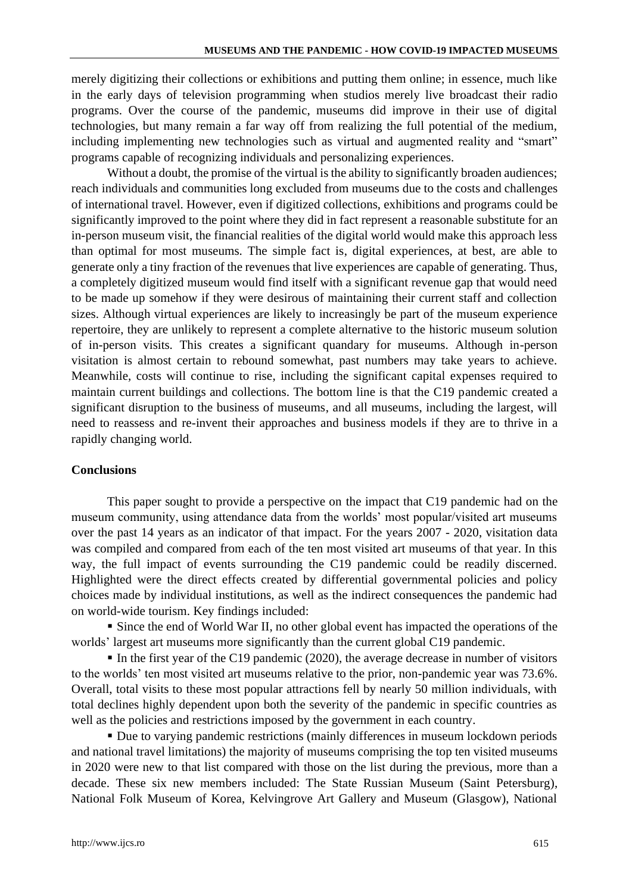merely digitizing their collections or exhibitions and putting them online; in essence, much like in the early days of television programming when studios merely live broadcast their radio programs. Over the course of the pandemic, museums did improve in their use of digital technologies, but many remain a far way off from realizing the full potential of the medium, including implementing new technologies such as virtual and augmented reality and "smart" programs capable of recognizing individuals and personalizing experiences.

Without a doubt, the promise of the virtual is the ability to significantly broaden audiences; reach individuals and communities long excluded from museums due to the costs and challenges of international travel. However, even if digitized collections, exhibitions and programs could be significantly improved to the point where they did in fact represent a reasonable substitute for an in-person museum visit, the financial realities of the digital world would make this approach less than optimal for most museums. The simple fact is, digital experiences, at best, are able to generate only a tiny fraction of the revenues that live experiences are capable of generating. Thus, a completely digitized museum would find itself with a significant revenue gap that would need to be made up somehow if they were desirous of maintaining their current staff and collection sizes. Although virtual experiences are likely to increasingly be part of the museum experience repertoire, they are unlikely to represent a complete alternative to the historic museum solution of in-person visits. This creates a significant quandary for museums. Although in-person visitation is almost certain to rebound somewhat, past numbers may take years to achieve. Meanwhile, costs will continue to rise, including the significant capital expenses required to maintain current buildings and collections. The bottom line is that the C19 pandemic created a significant disruption to the business of museums, and all museums, including the largest, will need to reassess and re-invent their approaches and business models if they are to thrive in a rapidly changing world.

## Conclusions

This paper sought to provide a perspective on the impact that C19 pandemic had on the museum community, using attendance data from the worlds' most popular/visited art museums over the past 14 years as an indicator of that impact. For the years 2007 - 2020, visitation data was compiled and compared from each of the ten most visited art museums of that year. In this way, the full impact of events surrounding the C19 pandemic could be readily discerned. Highlighted were the direct effects created by differential governmental policies and policy choices made by individual institutions, as well as the indirect consequences the pandemic had on world-wide tourism. Key findings included:

- Since the end of World War II, no other global event has impacted the operations of the worlds' largest art museums more significantly than the current global C19 pandemic.
- In the first year of the C19 pandemic (2020), the average decrease in number of visitors to the worlds' ten most visited art museums relative to the prior, non-pandemic year was 73.6%. Overall, total visits to these most popular attractions fell by nearly 50 million individuals, with total declines highly dependent upon both the severity of the pandemic in specific countries as well as the policies and restrictions imposed by the government in each country.
- Due to varying pandemic restrictions (mainly differences in museum lockdown periods and national travel limitations) the majority of museums comprising the top ten visited museums in 2020 were new to that list compared with those on the list during the previous, more than a decade. These six new members included: The State Russian Museum (Saint Petersburg), National Folk Museum of Korea, Kelvingrove Art Gallery and Museum (Glasgow), National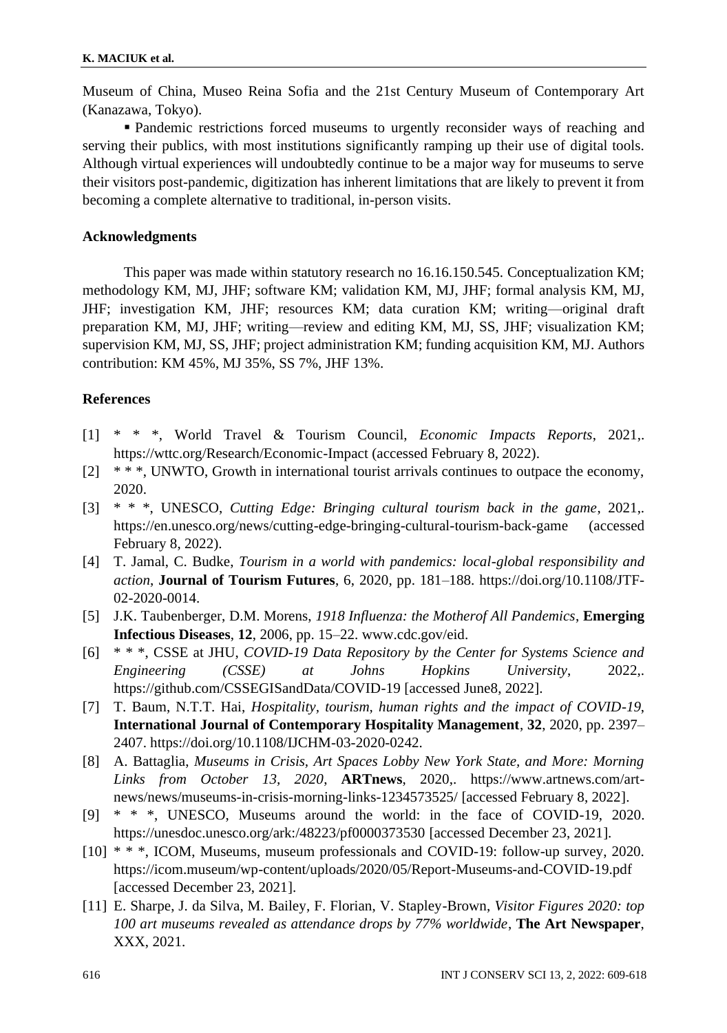Museum of China, Museo Reina Sofia and the 21st Century Museum of Contemporary Art (Kanazawa, Tokyo).

- Pandemic restrictions forced museums to urgently reconsider ways of reaching and serving their publics, with most institutions significantly ramping up their use of digital tools. Although virtual experiences will undoubtedly continue to be a major way for museums to serve their visitors post-pandemic, digitization has inherent limitations that are likely to prevent it from becoming a complete alternative to traditional, in-person visits.

## Acknowledgments

This paper was made within statutory research no 16.16.150.545. Conceptualization KM; methodology KM, MJ, JHF; software KM; validation KM, MJ, JHF; formal analysis KM, MJ, JHF; investigation KM, JHF; resources KM; data curation KM; writing—original draft preparation KM, MJ, JHF; writing—review and editing KM, MJ, SS, JHF; visualization KM; supervision KM, MJ, SS, JHF; project administration KM; funding acquisition KM, MJ. Authors contribution: KM 45%, MJ 35%, SS 7%, JHF 13%.

## References

[1] * * *, World Travel & Tourism Council, *Economic Impacts Reports*, 2021,. https://wttc.org/Research/Economic-Impact (accessed February 8, 2022).

[2] * * *, UNWTO, Growth in international tourist arrivals continues to outpace the economy, 2020.

[3] * * *, UNESCO, *Cutting Edge: Bringing cultural tourism back in the game*, 2021,. https://en.unesco.org/news/cutting-edge-bringing-cultural-tourism-back-game (accessed February 8, 2022).

[4] T. Jamal, C. Budke, *Tourism in a world with pandemics: local-global responsibility and action*, **Journal of Tourism Futures**, 6, 2020, pp. 181–188. https://doi.org/10.1108/JTF-02-2020-0014.

[5] J.K. Taubenberger, D.M. Morens, *1918 Influenza: the Motherof All Pandemics*, **Emerging Infectious Diseases**, **12**, 2006, pp. 15–22. www.cdc.gov/eid.

[6] * * *, CSSE at JHU, *COVID-19 Data Repository by the Center for Systems Science and Engineering (CSSE) at Johns Hopkins University*, 2022,. https://github.com/CSSEGISandData/COVID-19 [accessed June8, 2022].

[7] T. Baum, N.T.T. Hai, *Hospitality, tourism, human rights and the impact of COVID-19*, **International Journal of Contemporary Hospitality Management**, **32**, 2020, pp. 2397–2407. https://doi.org/10.1108/IJCHM-03-2020-0242.

[8] A. Battaglia, *Museums in Crisis, Art Spaces Lobby New York State, and More: Morning Links from October 13, 2020*, **ARTnews**, 2020,. https://www.artnews.com/art-news/news/museums-in-crisis-morning-links-1234573525/ [accessed February 8, 2022].

[9] * * *, UNESCO, Museums around the world: in the face of COVID-19, 2020. https://unesdoc.unesco.org/ark:/48223/pf0000373530 [accessed December 23, 2021].

[10] * * *, ICOM, Museums, museum professionals and COVID-19: follow-up survey, 2020. https://icom.museum/wp-content/uploads/2020/05/Report-Museums-and-COVID-19.pdf [accessed December 23, 2021].

[11] E. Sharpe, J. da Silva, M. Bailey, F. Florian, V. Stapley-Brown, *Visitor Figures 2020: top 100 art museums revealed as attendance drops by 77% worldwide*, **The Art Newspaper**, XXX, 2021.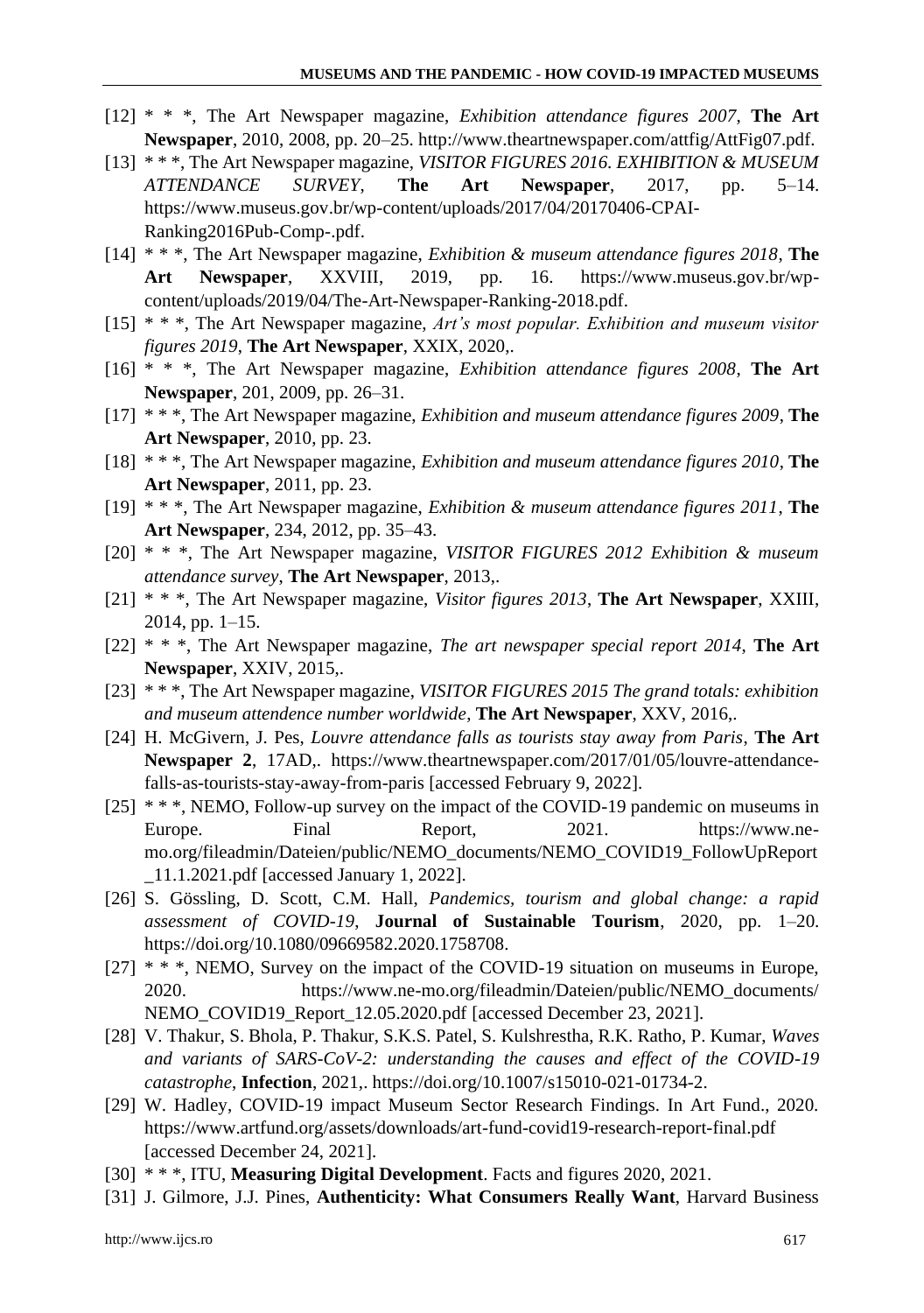[12] * * *, The Art Newspaper magazine, *Exhibition attendance figures 2007*, **The Art Newspaper**, 2010, 2008, pp. 20–25. http://www.theartnewspaper.com/attfig/AttFig07.pdf.

[13] * * *, The Art Newspaper magazine, *VISITOR FIGURES 2016. EXHIBITION & MUSEUM ATTENDANCE SURVEY*, **The Art Newspaper**, 2017, pp. 5–14. https://www.museus.gov.br/wp-content/uploads/2017/04/20170406-CPAI-Ranking2016Pub-Comp-.pdf.

[14] * * *, The Art Newspaper magazine, *Exhibition & museum attendance figures 2018*, **The Art Newspaper**, XXVIII, 2019, pp. 16. https://www.museus.gov.br/wp-content/uploads/2019/04/The-Art-Newspaper-Ranking-2018.pdf.

[15] * * *, The Art Newspaper magazine, *Art's most popular. Exhibition and museum visitor figures 2019*, **The Art Newspaper**, XXIX, 2020,.

[16] * * *, The Art Newspaper magazine, *Exhibition attendance figures 2008*, **The Art Newspaper**, 201, 2009, pp. 26–31.

[17] * * *, The Art Newspaper magazine, *Exhibition and museum attendance figures 2009*, **The Art Newspaper**, 2010, pp. 23.

[18] * * *, The Art Newspaper magazine, *Exhibition and museum attendance figures 2010*, **The Art Newspaper**, 2011, pp. 23.

[19] * * *, The Art Newspaper magazine, *Exhibition & museum attendance figures 2011*, **The Art Newspaper**, 234, 2012, pp. 35–43.

[20] * * *, The Art Newspaper magazine, *VISITOR FIGURES 2012 Exhibition & museum attendance survey*, **The Art Newspaper**, 2013,.

[21] * * *, The Art Newspaper magazine, *Visitor figures 2013*, **The Art Newspaper**, XXIII, 2014, pp. 1–15.

[22] * * *, The Art Newspaper magazine, *The art newspaper special report 2014*, **The Art Newspaper**, XXIV, 2015,.

[23] * * *, The Art Newspaper magazine, *VISITOR FIGURES 2015 The grand totals: exhibition and museum attendence number worldwide*, **The Art Newspaper**, XXV, 2016,.

[24] H. McGivern, J. Pes, *Louvre attendance falls as tourists stay away from Paris*, **The Art Newspaper 2**, 17AD,. https://www.theartnewspaper.com/2017/01/05/louvre-attendance-falls-as-tourists-stay-away-from-paris [accessed February 9, 2022].

[25] * * *, NEMO, Follow-up survey on the impact of the COVID-19 pandemic on museums in Europe. Final Report, 2021. https://www.ne-mo.org/fileadmin/Dateien/public/NEMO_documents/NEMO_COVID19_FollowUpReport_11.1.2021.pdf [accessed January 1, 2022].

[26] S. Gössling, D. Scott, C.M. Hall, *Pandemics, tourism and global change: a rapid assessment of COVID-19*, **Journal of Sustainable Tourism**, 2020, pp. 1–20. https://doi.org/10.1080/09669582.2020.1758708.

[27] * * *, NEMO, Survey on the impact of the COVID-19 situation on museums in Europe, 2020. https://www.ne-mo.org/fileadmin/Dateien/public/NEMO_documents/NEMO_COVID19_Report_12.05.2020.pdf [accessed December 23, 2021].

[28] V. Thakur, S. Bhola, P. Thakur, S.K.S. Patel, S. Kulshrestha, R.K. Ratho, P. Kumar, *Waves and variants of SARS-CoV-2: understanding the causes and effect of the COVID-19 catastrophe*, **Infection**, 2021,. https://doi.org/10.1007/s15010-021-01734-2.

[29] W. Hadley, COVID-19 impact Museum Sector Research Findings. In Art Fund., 2020. https://www.artfund.org/assets/downloads/art-fund-covid19-research-report-final.pdf [accessed December 24, 2021].

[30] * * *, ITU, **Measuring Digital Development**. Facts and figures 2020, 2021.

[31] J. Gilmore, J.J. Pines, **Authenticity: What Consumers Really Want**, Harvard Business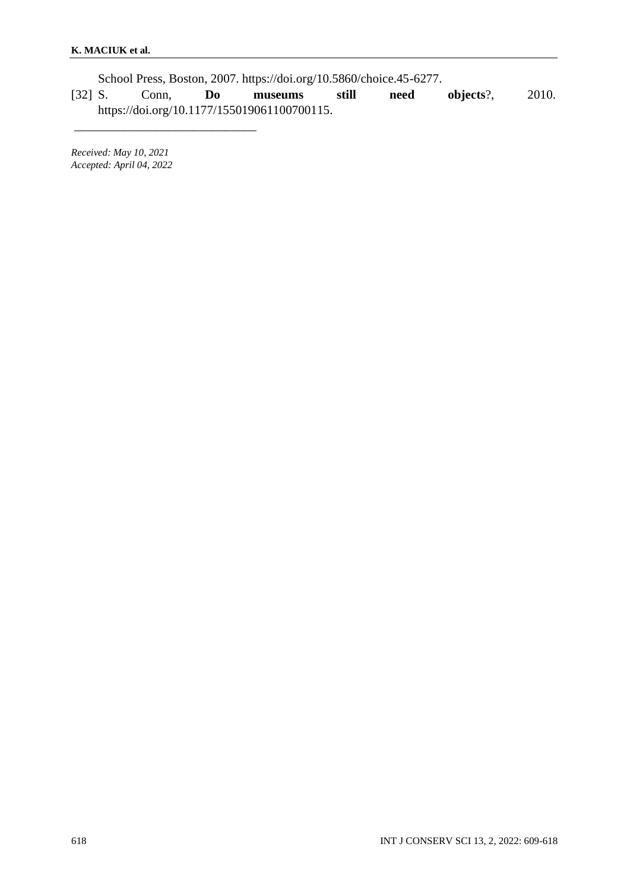School Press, Boston, 2007. https://doi.org/10.5860/choice.45-6277.

[32] S. Conn, **Do museums still need objects**?, 2010. https://doi.org/10.1177/155019061100700115.

_______________________________

*Received: May 10, 2021*
*Accepted: April 04, 2022*